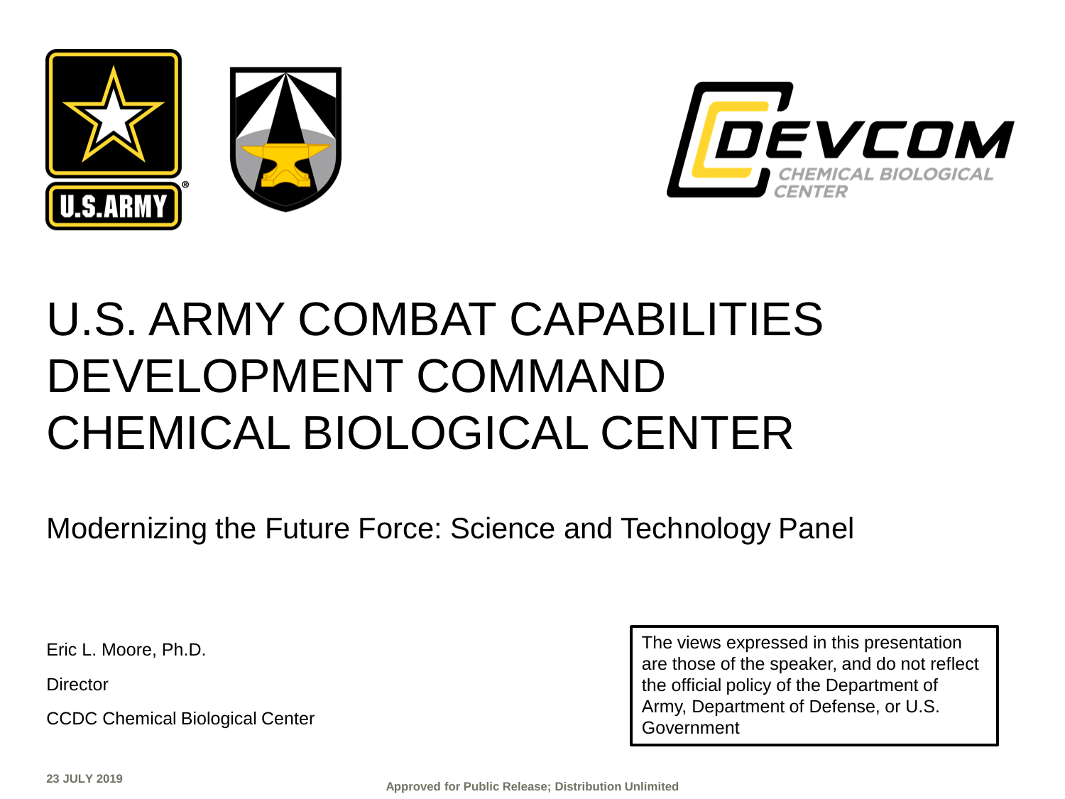# U.S. ARMY COMBAT CAPABILITIES DEVELOPMENT COMMAND CHEMICAL BIOLOGICAL CENTER

Modernizing the Future Force: Science and Technology Panel

Eric L. Moore, Ph.D.

Director

CCDC Chemical Biological Center

The views expressed in this presentation are those of the speaker, and do not reflect the official policy of the Department of Army, Department of Defense, or U.S. Government

23 JULY 2019

Approved for Public Release; Distribution Unlimited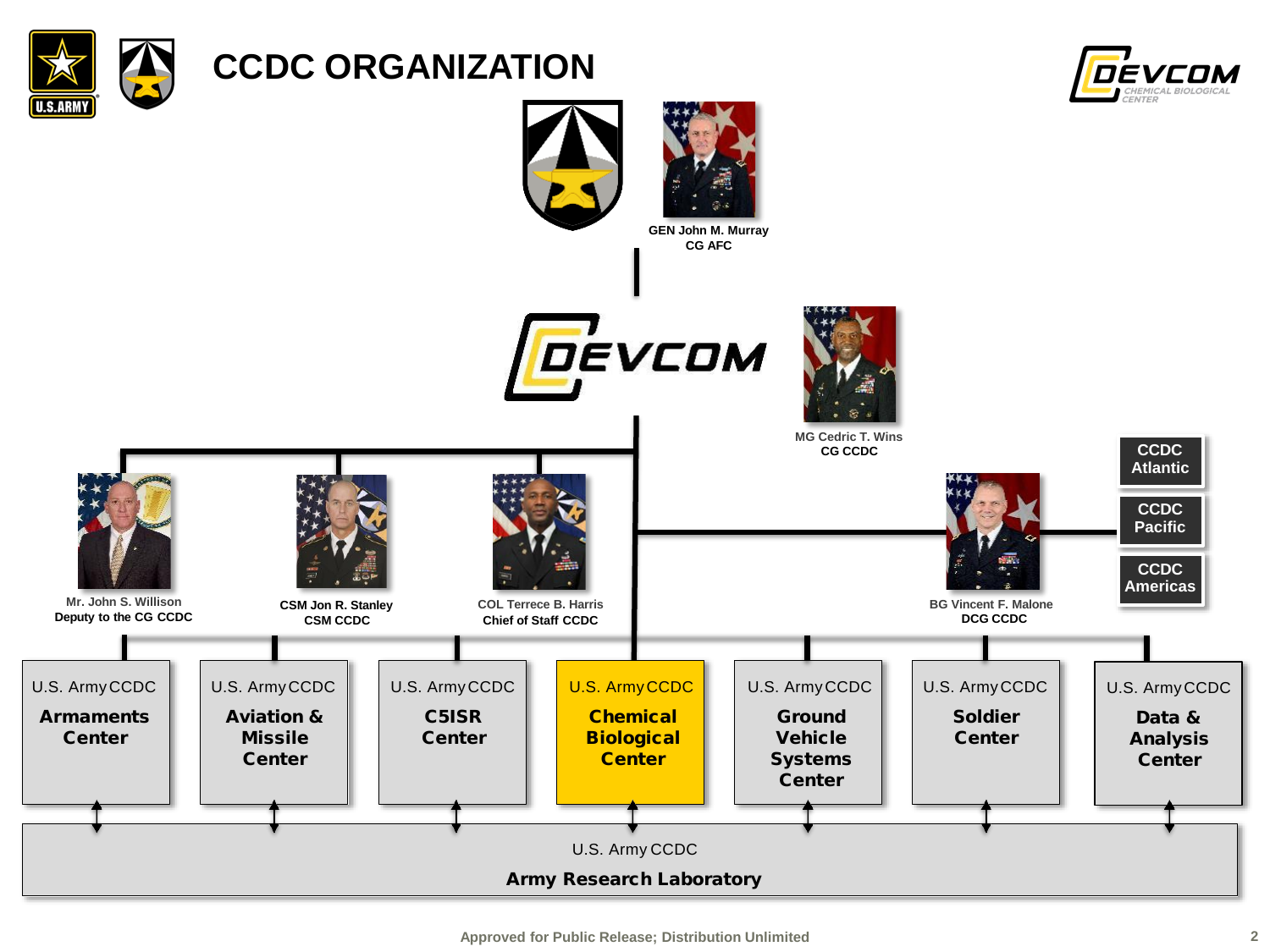# CCDC ORGANIZATION

GEN John M. Murray
CG AFC

DEVCOM

MG Cedric T. Wins
CG CCDC

Mr. John S. Willison
Deputy to the CG CCDC

CSM Jon R. Stanley
CSM CCDC

COL Terrece B. Harris
Chief of Staff CCDC

BG Vincent F. Malone
DCG CCDC

- CCDC Atlantic
- CCDC Pacific
- CCDC Americas

- U.S. Army CCDC **Armaments Center**
- U.S. Army CCDC **Aviation & Missile Center**
- U.S. Army CCDC **C5ISR Center**
- U.S. Army CCDC **Chemical Biological Center**
- U.S. Army CCDC **Ground Vehicle Systems Center**
- U.S. Army CCDC **Soldier Center**
- U.S. Army CCDC **Data & Analysis Center**

U.S. Army CCDC **Army Research Laboratory**

Approved for Public Release; Distribution Unlimited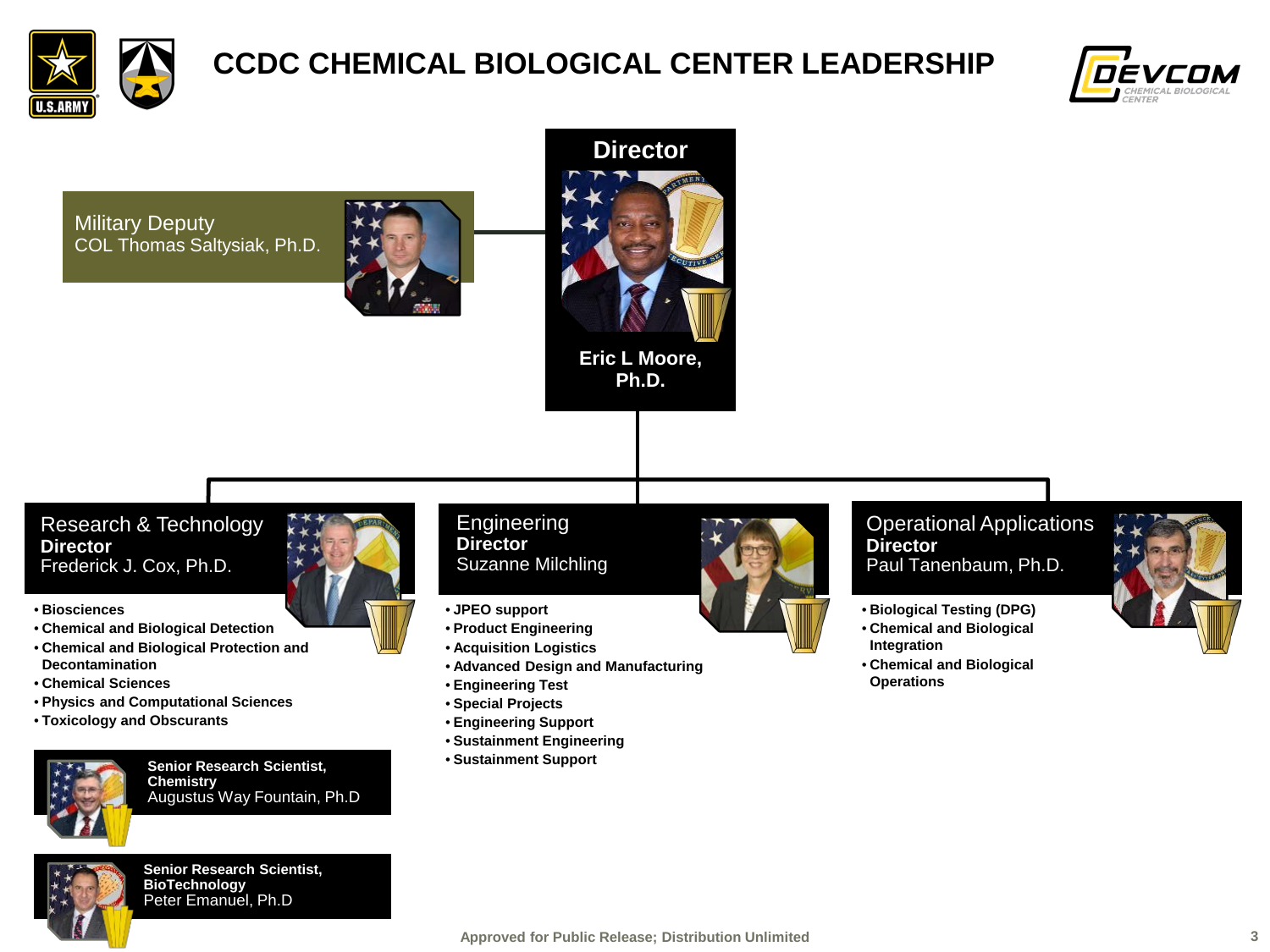# CCDC CHEMICAL BIOLOGICAL CENTER LEADERSHIP

## Director

**Eric L Moore, Ph.D.**

## Military Deputy

COL Thomas Saltysiak, Ph.D.

## Research & Technology

**Director**
Frederick J. Cox, Ph.D.

- Biosciences
- Chemical and Biological Detection
- Chemical and Biological Protection and Decontamination
- Chemical Sciences
- Physics and Computational Sciences
- Toxicology and Obscurants

**Senior Research Scientist, Chemistry**
Augustus Way Fountain, Ph.D

**Senior Research Scientist, BioTechnology**
Peter Emanuel, Ph.D

## Engineering

**Director**
Suzanne Milchling

- JPEO support
- Product Engineering
- Acquisition Logistics
- Advanced Design and Manufacturing
- Engineering Test
- Special Projects
- Engineering Support
- Sustainment Engineering
- Sustainment Support

## Operational Applications

**Director**
Paul Tanenbaum, Ph.D.

- Biological Testing (DPG)
- Chemical and Biological Integration
- Chemical and Biological Operations

Approved for Public Release; Distribution Unlimited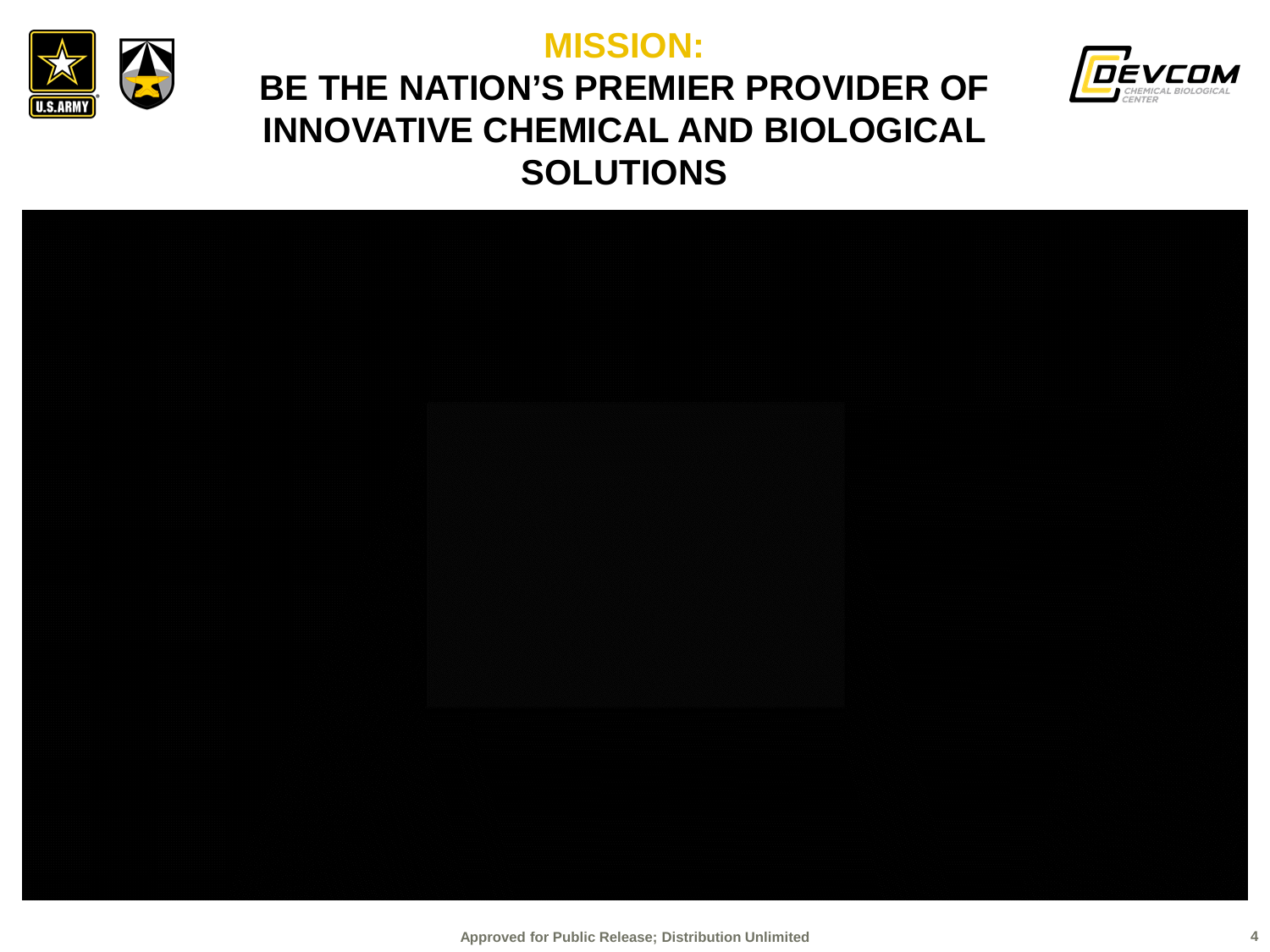# MISSION:

## BE THE NATION'S PREMIER PROVIDER OF INNOVATIVE CHEMICAL AND BIOLOGICAL SOLUTIONS

Approved for Public Release; Distribution Unlimited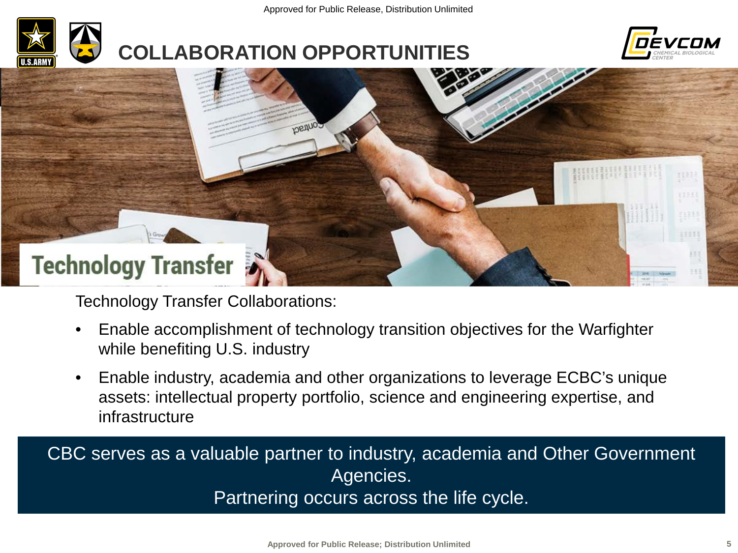# COLLABORATION OPPORTUNITIES

Technology Transfer

Technology Transfer Collaborations:

- Enable accomplishment of technology transition objectives for the Warfighter while benefiting U.S. industry
- Enable industry, academia and other organizations to leverage ECBC's unique assets: intellectual property portfolio, science and engineering expertise, and infrastructure

**CBC serves as a valuable partner to industry, academia and Other Government Agencies.**
**Partnering occurs across the life cycle.**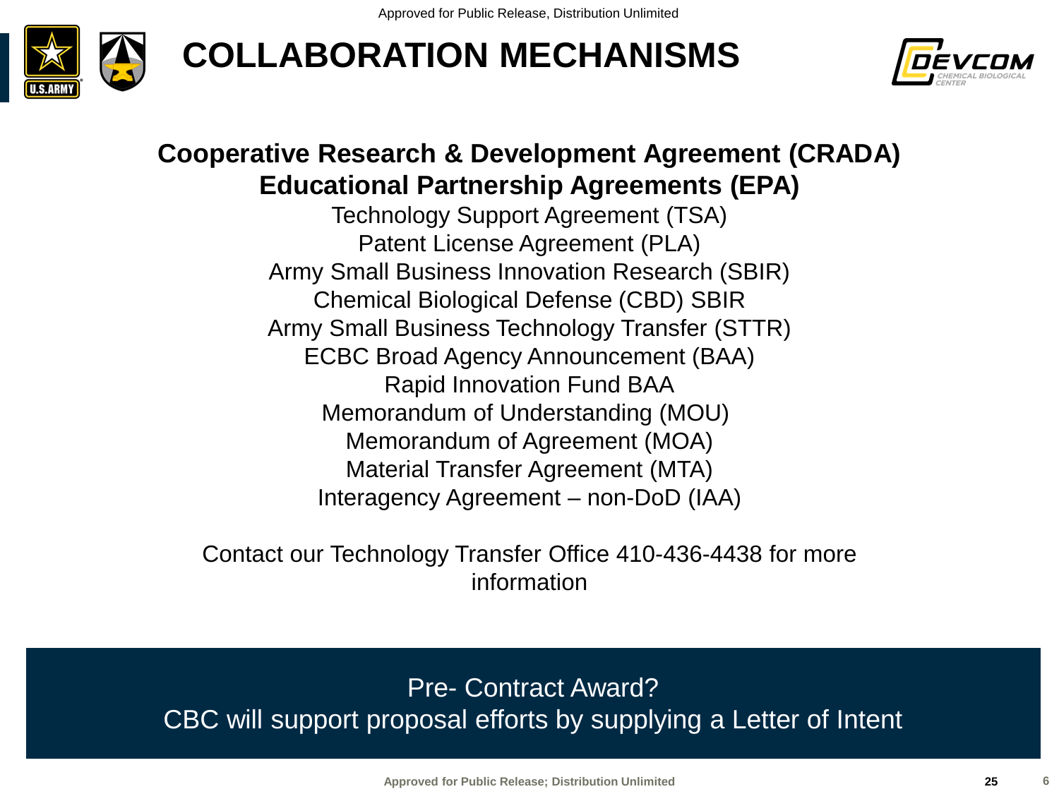# COLLABORATION MECHANISMS

**Cooperative Research & Development Agreement (CRADA)**
**Educational Partnership Agreements (EPA)**

Technology Support Agreement (TSA)
Patent License Agreement (PLA)
Army Small Business Innovation Research (SBIR)
Chemical Biological Defense (CBD) SBIR
Army Small Business Technology Transfer (STTR)
ECBC Broad Agency Announcement (BAA)
Rapid Innovation Fund BAA
Memorandum of Understanding (MOU)
Memorandum of Agreement (MOA)
Material Transfer Agreement (MTA)
Interagency Agreement – non-DoD (IAA)

Contact our Technology Transfer Office 410-436-4438 for more information

Pre- Contract Award?
CBC will support proposal efforts by supplying a Letter of Intent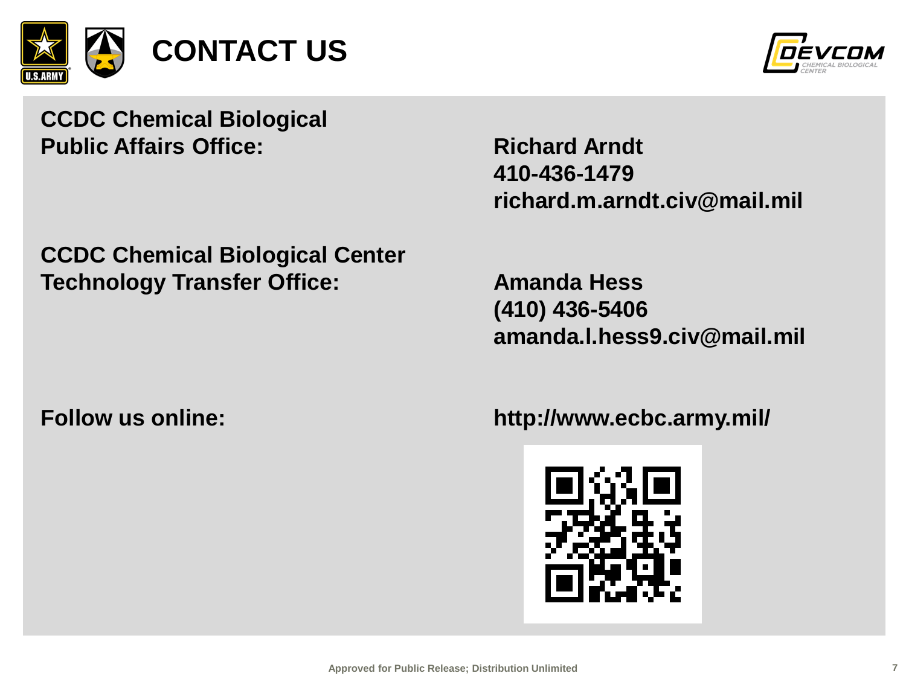# CONTACT US

**CCDC Chemical Biological Public Affairs Office:**

**Richard Arndt**
**410-436-1479**
**richard.m.arndt.civ@mail.mil**

**CCDC Chemical Biological Center Technology Transfer Office:**

**Amanda Hess**
**(410) 436-5406**
**amanda.l.hess9.civ@mail.mil**

**Follow us online:**

**http://www.ecbc.army.mil/**

Approved for Public Release; Distribution Unlimited